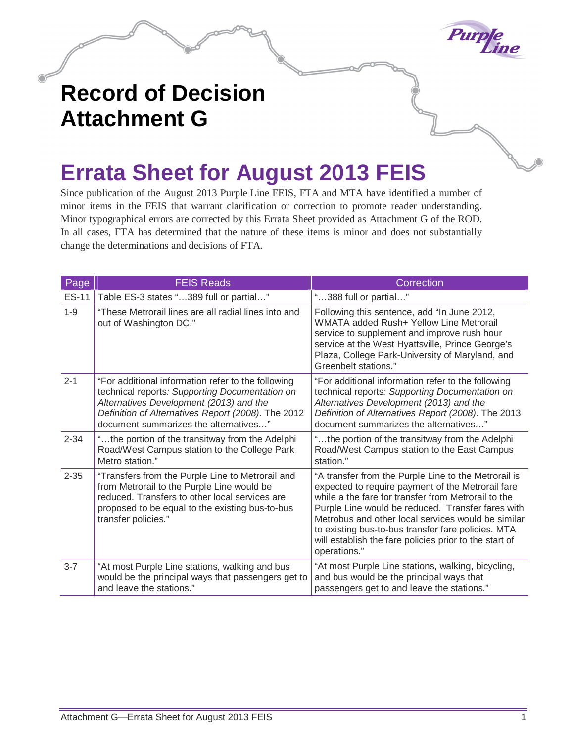# Record of Decision Attachment G

## Errata Sheet for August 2013 FEIS

Since publication of the August 2013 Purple Line FEIS, FTA and MTA have identified a number of minor items in the FEIS that warrant clarification or correction to promote reader understanding. Minor typographical errors are corrected by this Errata Sheet provided as Attachment G of the ROD. In all cases, FTA has determined that the nature of these items is minor and does not substantially change the determinations and decisions of FTA.

| Page | FEIS Reads | Correction |
| --- | --- | --- |
| ES-11 | Table ES-3 states "…389 full or partial…" | "…388 full or partial…" |
| 1-9 | "These Metrorail lines are all radial lines into and out of Washington DC." | Following this sentence, add "In June 2012, WMATA added Rush+ Yellow Line Metrorail service to supplement and improve rush hour service at the West Hyattsville, Prince George's Plaza, College Park-University of Maryland, and Greenbelt stations." |
| 2-1 | "For additional information refer to the following technical reports*: Supporting Documentation on Alternatives Development (2013) and the Definition of Alternatives Report (2008)*. The 2012 document summarizes the alternatives…" | "For additional information refer to the following technical reports*: Supporting Documentation on Alternatives Development (2013) and the Definition of Alternatives Report (2008)*. The 2013 document summarizes the alternatives…" |
| 2-34 | "…the portion of the transitway from the Adelphi Road/West Campus station to the College Park Metro station." | "…the portion of the transitway from the Adelphi Road/West Campus station to the East Campus station." |
| 2-35 | "Transfers from the Purple Line to Metrorail and from Metrorail to the Purple Line would be reduced. Transfers to other local services are proposed to be equal to the existing bus-to-bus transfer policies." | "A transfer from the Purple Line to the Metrorail is expected to require payment of the Metrorail fare while a the fare for transfer from Metrorail to the Purple Line would be reduced. Transfer fares with Metrobus and other local services would be similar to existing bus-to-bus transfer fare policies. MTA will establish the fare policies prior to the start of operations." |
| 3-7 | "At most Purple Line stations, walking and bus would be the principal ways that passengers get to and leave the stations." | "At most Purple Line stations, walking, bicycling, and bus would be the principal ways that passengers get to and leave the stations." |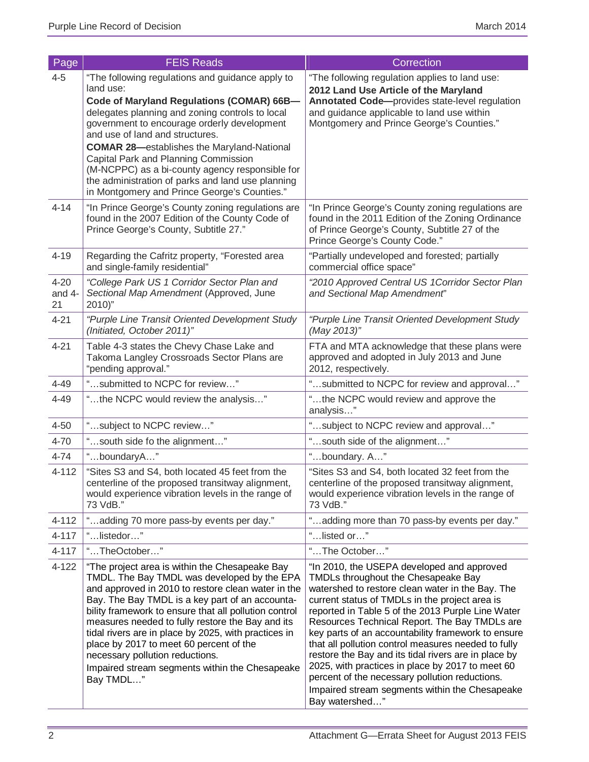| Page | FEIS Reads | Correction |
|---|---|---|
| 4-5 | "The following regulations and guidance apply to land use: **Code of Maryland Regulations (COMAR) 66B—** delegates planning and zoning controls to local government to encourage orderly development and use of land and structures. **COMAR 28—**establishes the Maryland-National Capital Park and Planning Commission (M-NCPPC) as a bi-county agency responsible for the administration of parks and land use planning in Montgomery and Prince George's Counties." | "The following regulation applies to land use: **2012 Land Use Article of the Maryland Annotated Code—**provides state-level regulation and guidance applicable to land use within Montgomery and Prince George's Counties." |
| 4-14 | "In Prince George's County zoning regulations are found in the 2007 Edition of the County Code of Prince George's County, Subtitle 27." | "In Prince George's County zoning regulations are found in the 2011 Edition of the Zoning Ordinance of Prince George's County, Subtitle 27 of the Prince George's County Code." |
| 4-19 | Regarding the Cafritz property, "Forested area and single-family residential" | "Partially undeveloped and forested; partially commercial office space" |
| 4-20 and 4-21 | "*College Park US 1 Corridor Sector Plan and Sectional Map Amendment* (Approved, June 2010)" | "*2010 Approved Central US 1Corridor Sector Plan and Sectional Map Amendment*" |
| 4-21 | *"Purple Line Transit Oriented Development Study (Initiated, October 2011)"* | *"Purple Line Transit Oriented Development Study (May 2013)"* |
| 4-21 | Table 4-3 states the Chevy Chase Lake and Takoma Langley Crossroads Sector Plans are "pending approval." | FTA and MTA acknowledge that these plans were approved and adopted in July 2013 and June 2012, respectively. |
| 4-49 | "…submitted to NCPC for review…" | "…submitted to NCPC for review and approval…" |
| 4-49 | "…the NCPC would review the analysis…" | "…the NCPC would review and approve the analysis…" |
| 4-50 | "…subject to NCPC review…" | "…subject to NCPC review and approval…" |
| 4-70 | "…south side fo the alignment…" | "…south side of the alignment…" |
| 4-74 | "…boundaryA…" | "…boundary. A…" |
| 4-112 | "Sites S3 and S4, both located 45 feet from the centerline of the proposed transitway alignment, would experience vibration levels in the range of 73 VdB." | "Sites S3 and S4, both located 32 feet from the centerline of the proposed transitway alignment, would experience vibration levels in the range of 73 VdB." |
| 4-112 | "…adding 70 more pass-by events per day." | "…adding more than 70 pass-by events per day." |
| 4-117 | "…listedor…" | "…listed or…" |
| 4-117 | "…TheOctober…" | "…The October…" |
| 4-122 | "The project area is within the Chesapeake Bay TMDL. The Bay TMDL was developed by the EPA and approved in 2010 to restore clean water in the Bay. The Bay TMDL is a key part of an accountability framework to ensure that all pollution control measures needed to fully restore the Bay and its tidal rivers are in place by 2025, with practices in place by 2017 to meet 60 percent of the necessary pollution reductions. Impaired stream segments within the Chesapeake Bay TMDL…" | "In 2010, the USEPA developed and approved TMDLs throughout the Chesapeake Bay watershed to restore clean water in the Bay. The current status of TMDLs in the project area is reported in Table 5 of the 2013 Purple Line Water Resources Technical Report. The Bay TMDLs are key parts of an accountability framework to ensure that all pollution control measures needed to fully restore the Bay and its tidal rivers are in place by 2025, with practices in place by 2017 to meet 60 percent of the necessary pollution reductions. Impaired stream segments within the Chesapeake Bay watershed…" |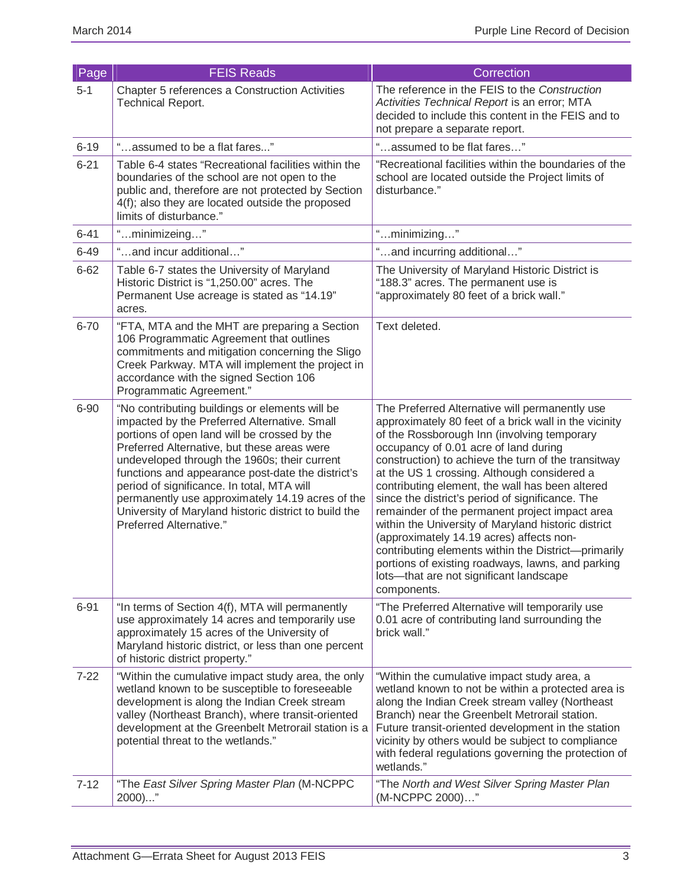| Page | FEIS Reads | Correction |
|---|---|---|
| 5-1 | Chapter 5 references a Construction Activities Technical Report. | The reference in the FEIS to the *Construction Activities Technical Report* is an error; MTA decided to include this content in the FEIS and to not prepare a separate report. |
| 6-19 | "…assumed to be a flat fares..." | "…assumed to be flat fares…" |
| 6-21 | Table 6-4 states "Recreational facilities within the boundaries of the school are not open to the public and, therefore are not protected by Section 4(f); also they are located outside the proposed limits of disturbance." | "Recreational facilities within the boundaries of the school are located outside the Project limits of disturbance." |
| 6-41 | "…minimizeing…" | "…minimizing…" |
| 6-49 | "…and incur additional…" | "…and incurring additional…" |
| 6-62 | Table 6-7 states the University of Maryland Historic District is "1,250.00" acres. The Permanent Use acreage is stated as "14.19" acres. | The University of Maryland Historic District is "188.3" acres. The permanent use is "approximately 80 feet of a brick wall." |
| 6-70 | "FTA, MTA and the MHT are preparing a Section 106 Programmatic Agreement that outlines commitments and mitigation concerning the Sligo Creek Parkway. MTA will implement the project in accordance with the signed Section 106 Programmatic Agreement." | Text deleted. |
| 6-90 | "No contributing buildings or elements will be impacted by the Preferred Alternative. Small portions of open land will be crossed by the Preferred Alternative, but these areas were undeveloped through the 1960s; their current functions and appearance post-date the district's period of significance. In total, MTA will permanently use approximately 14.19 acres of the University of Maryland historic district to build the Preferred Alternative." | The Preferred Alternative will permanently use approximately 80 feet of a brick wall in the vicinity of the Rossborough Inn (involving temporary occupancy of 0.01 acre of land during construction) to achieve the turn of the transitway at the US 1 crossing. Although considered a contributing element, the wall has been altered since the district's period of significance. The remainder of the permanent project impact area within the University of Maryland historic district (approximately 14.19 acres) affects non-contributing elements within the District—primarily portions of existing roadways, lawns, and parking lots—that are not significant landscape components. |
| 6-91 | "In terms of Section 4(f), MTA will permanently use approximately 14 acres and temporarily use approximately 15 acres of the University of Maryland historic district, or less than one percent of historic district property." | "The Preferred Alternative will temporarily use 0.01 acre of contributing land surrounding the brick wall." |
| 7-22 | "Within the cumulative impact study area, the only wetland known to be susceptible to foreseeable development is along the Indian Creek stream valley (Northeast Branch), where transit-oriented development at the Greenbelt Metrorail station is a potential threat to the wetlands." | "Within the cumulative impact study area, a wetland known to not be within a protected area is along the Indian Creek stream valley (Northeast Branch) near the Greenbelt Metrorail station. Future transit-oriented development in the station vicinity by others would be subject to compliance with federal regulations governing the protection of wetlands." |
| 7-12 | "The *East Silver Spring Master Plan* (M-NCPPC 2000)…" | "The *North and West Silver Spring Master Plan* (M-NCPPC 2000)…" |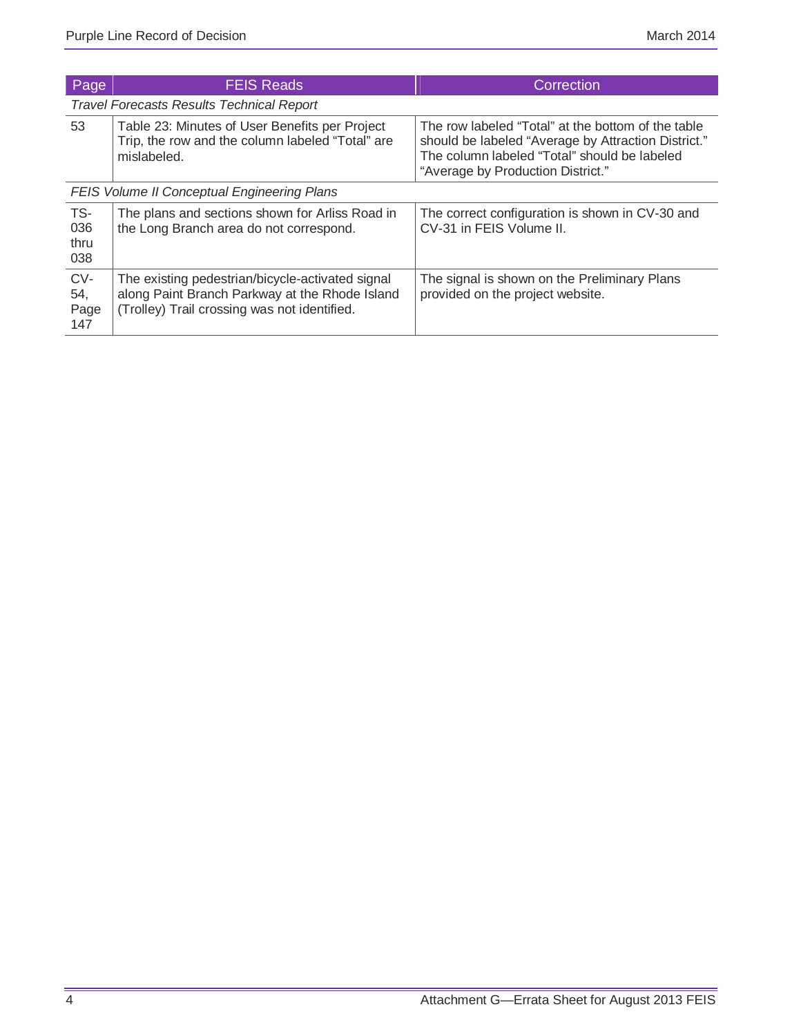| Page | FEIS Reads | Correction |
|---|---|---|
| *Travel Forecasts Results Technical Report* | | |
| 53 | Table 23: Minutes of User Benefits per Project Trip, the row and the column labeled "Total" are mislabeled. | The row labeled "Total" at the bottom of the table should be labeled "Average by Attraction District." The column labeled "Total" should be labeled "Average by Production District." |
| *FEIS Volume II Conceptual Engineering Plans* | | |
| TS-036 thru 038 | The plans and sections shown for Arliss Road in the Long Branch area do not correspond. | The correct configuration is shown in CV-30 and CV-31 in FEIS Volume II. |
| CV-54, Page 147 | The existing pedestrian/bicycle-activated signal along Paint Branch Parkway at the Rhode Island (Trolley) Trail crossing was not identified. | The signal is shown on the Preliminary Plans provided on the project website. |